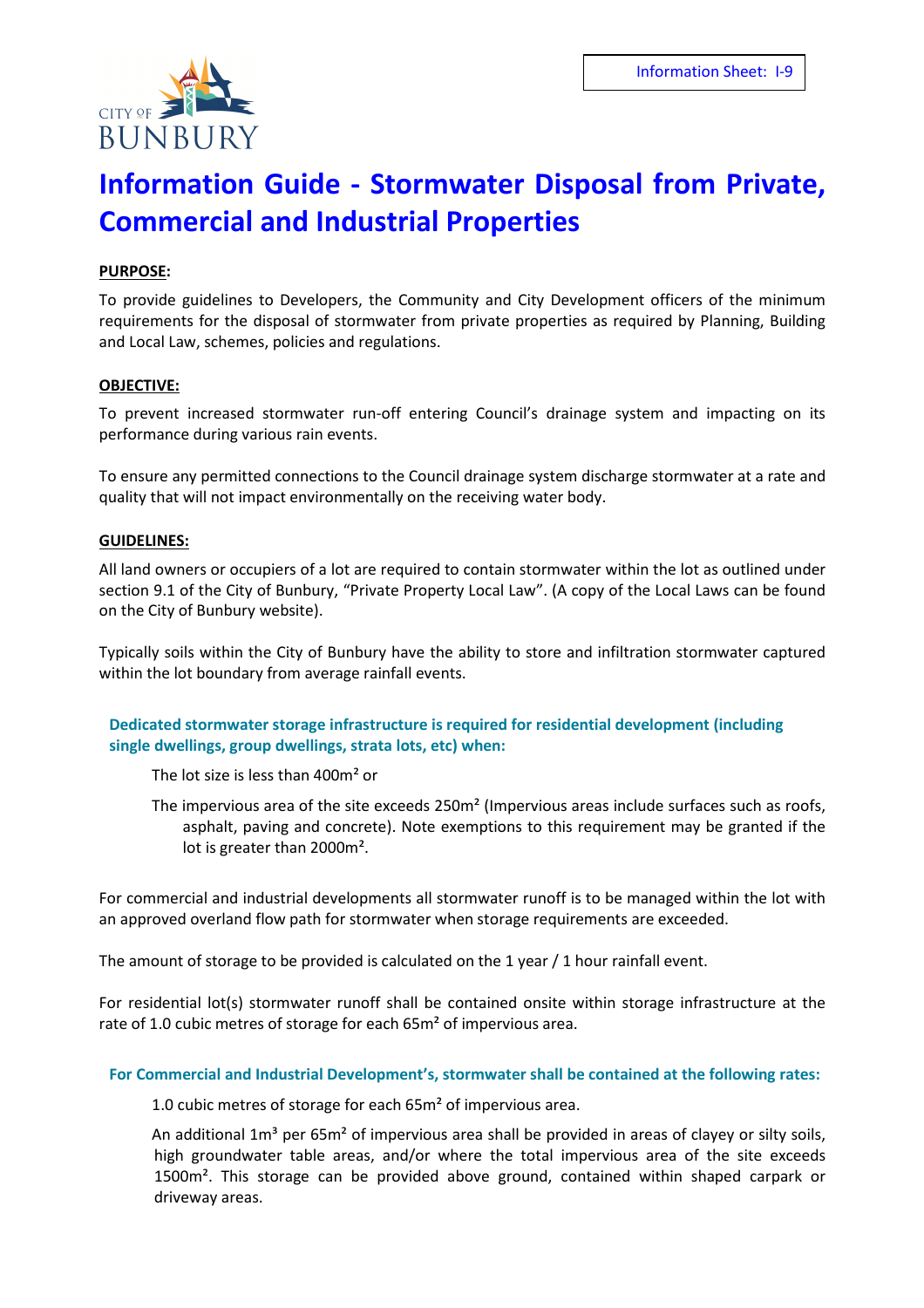Information Sheet: I-9

# Information Guide - Stormwater Disposal from Private, Commercial and Industrial Properties

**PURPOSE:**

To provide guidelines to Developers, the Community and City Development officers of the minimum requirements for the disposal of stormwater from private properties as required by Planning, Building and Local Law, schemes, policies and regulations.

**OBJECTIVE:**

To prevent increased stormwater run-off entering Council's drainage system and impacting on its performance during various rain events.

To ensure any permitted connections to the Council drainage system discharge stormwater at a rate and quality that will not impact environmentally on the receiving water body.

**GUIDELINES:**

All land owners or occupiers of a lot are required to contain stormwater within the lot as outlined under section 9.1 of the City of Bunbury, "Private Property Local Law". (A copy of the Local Laws can be found on the City of Bunbury website).

Typically soils within the City of Bunbury have the ability to store and infiltration stormwater captured within the lot boundary from average rainfall events.

**Dedicated stormwater storage infrastructure is required for residential development (including single dwellings, group dwellings, strata lots, etc) when:**

The lot size is less than 400m² or

The impervious area of the site exceeds 250m² (Impervious areas include surfaces such as roofs, asphalt, paving and concrete). Note exemptions to this requirement may be granted if the lot is greater than 2000m².

For commercial and industrial developments all stormwater runoff is to be managed within the lot with an approved overland flow path for stormwater when storage requirements are exceeded.

The amount of storage to be provided is calculated on the 1 year / 1 hour rainfall event.

For residential lot(s) stormwater runoff shall be contained onsite within storage infrastructure at the rate of 1.0 cubic metres of storage for each 65m² of impervious area.

**For Commercial and Industrial Development's, stormwater shall be contained at the following rates:**

1.0 cubic metres of storage for each 65m² of impervious area.

An additional 1m³ per 65m² of impervious area shall be provided in areas of clayey or silty soils, high groundwater table areas, and/or where the total impervious area of the site exceeds 1500m². This storage can be provided above ground, contained within shaped carpark or driveway areas.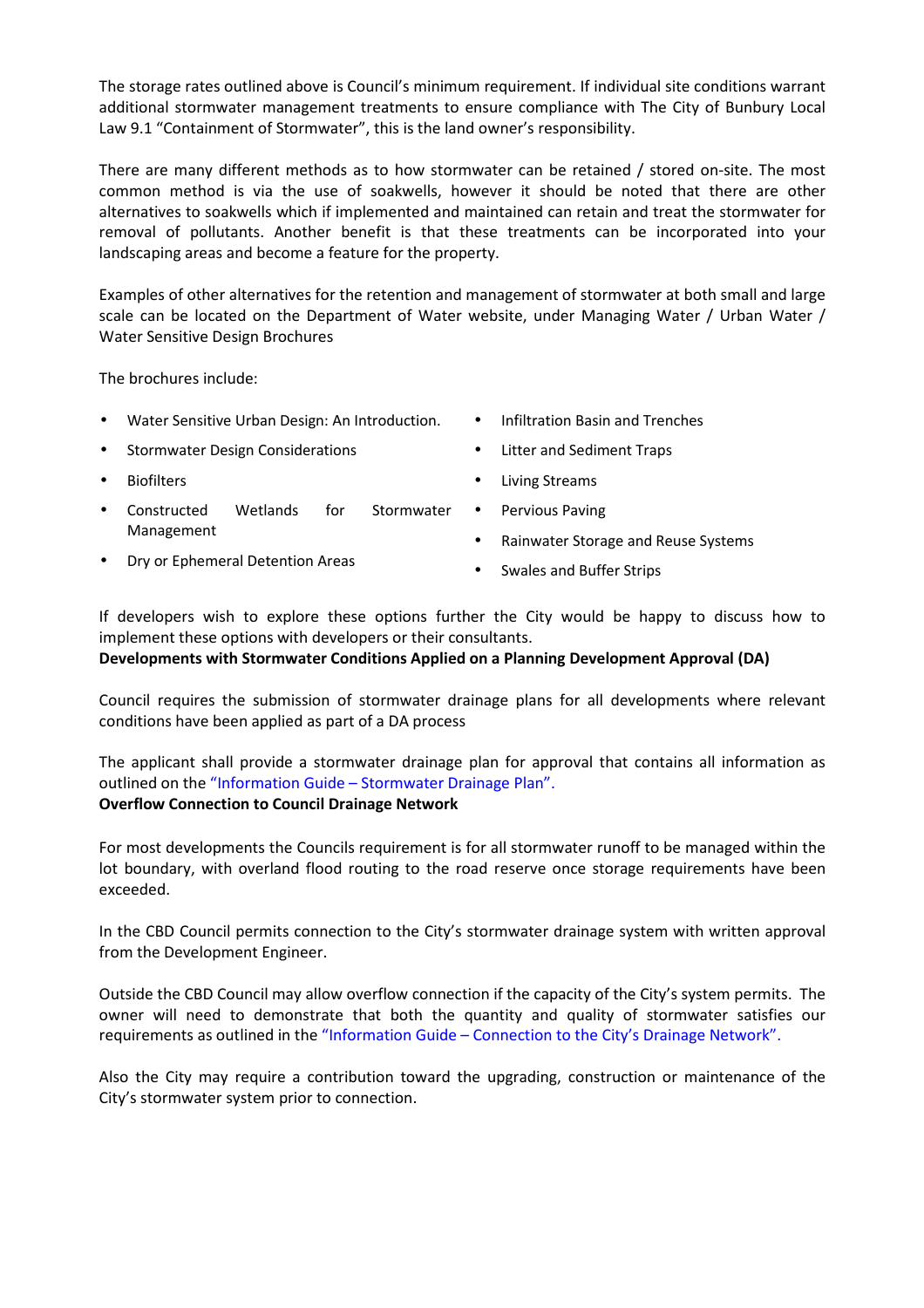The storage rates outlined above is Council's minimum requirement. If individual site conditions warrant additional stormwater management treatments to ensure compliance with The City of Bunbury Local Law 9.1 "Containment of Stormwater", this is the land owner's responsibility.

There are many different methods as to how stormwater can be retained / stored on-site. The most common method is via the use of soakwells, however it should be noted that there are other alternatives to soakwells which if implemented and maintained can retain and treat the stormwater for removal of pollutants. Another benefit is that these treatments can be incorporated into your landscaping areas and become a feature for the property.

Examples of other alternatives for the retention and management of stormwater at both small and large scale can be located on the Department of Water website, under Managing Water / Urban Water / Water Sensitive Design Brochures

The brochures include:

- Water Sensitive Urban Design: An Introduction.
- Stormwater Design Considerations
- Biofilters
- Constructed Wetlands for Stormwater Management
- Dry or Ephemeral Detention Areas
- Infiltration Basin and Trenches
- Litter and Sediment Traps
- Living Streams
- Pervious Paving
- Rainwater Storage and Reuse Systems
- Swales and Buffer Strips

If developers wish to explore these options further the City would be happy to discuss how to implement these options with developers or their consultants.

**Developments with Stormwater Conditions Applied on a Planning Development Approval (DA)**

Council requires the submission of stormwater drainage plans for all developments where relevant conditions have been applied as part of a DA process

The applicant shall provide a stormwater drainage plan for approval that contains all information as outlined on the "Information Guide – Stormwater Drainage Plan".

**Overflow Connection to Council Drainage Network**

For most developments the Councils requirement is for all stormwater runoff to be managed within the lot boundary, with overland flood routing to the road reserve once storage requirements have been exceeded.

In the CBD Council permits connection to the City's stormwater drainage system with written approval from the Development Engineer.

Outside the CBD Council may allow overflow connection if the capacity of the City's system permits. The owner will need to demonstrate that both the quantity and quality of stormwater satisfies our requirements as outlined in the "Information Guide – Connection to the City's Drainage Network".

Also the City may require a contribution toward the upgrading, construction or maintenance of the City's stormwater system prior to connection.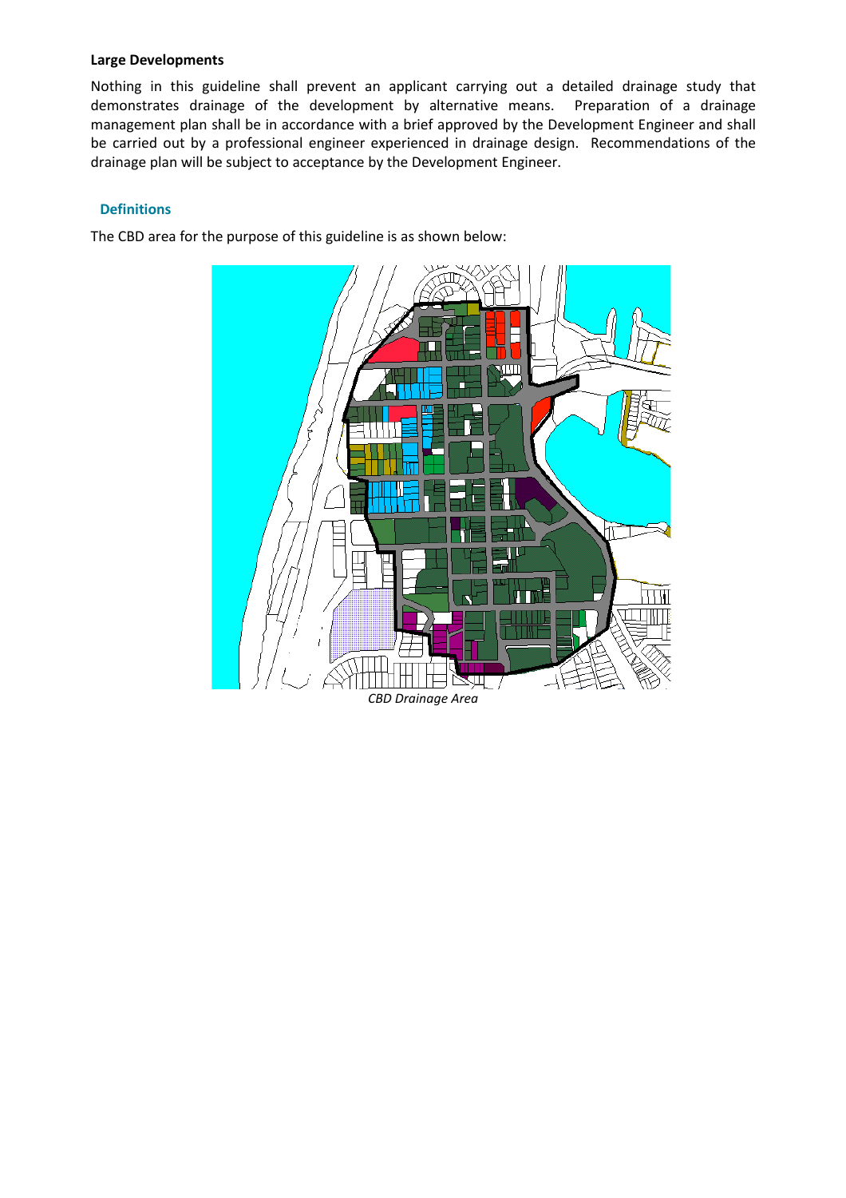**Large Developments**

Nothing in this guideline shall prevent an applicant carrying out a detailed drainage study that demonstrates drainage of the development by alternative means. Preparation of a drainage management plan shall be in accordance with a brief approved by the Development Engineer and shall be carried out by a professional engineer experienced in drainage design. Recommendations of the drainage plan will be subject to acceptance by the Development Engineer.

## Definitions

The CBD area for the purpose of this guideline is as shown below:

*CBD Drainage Area*